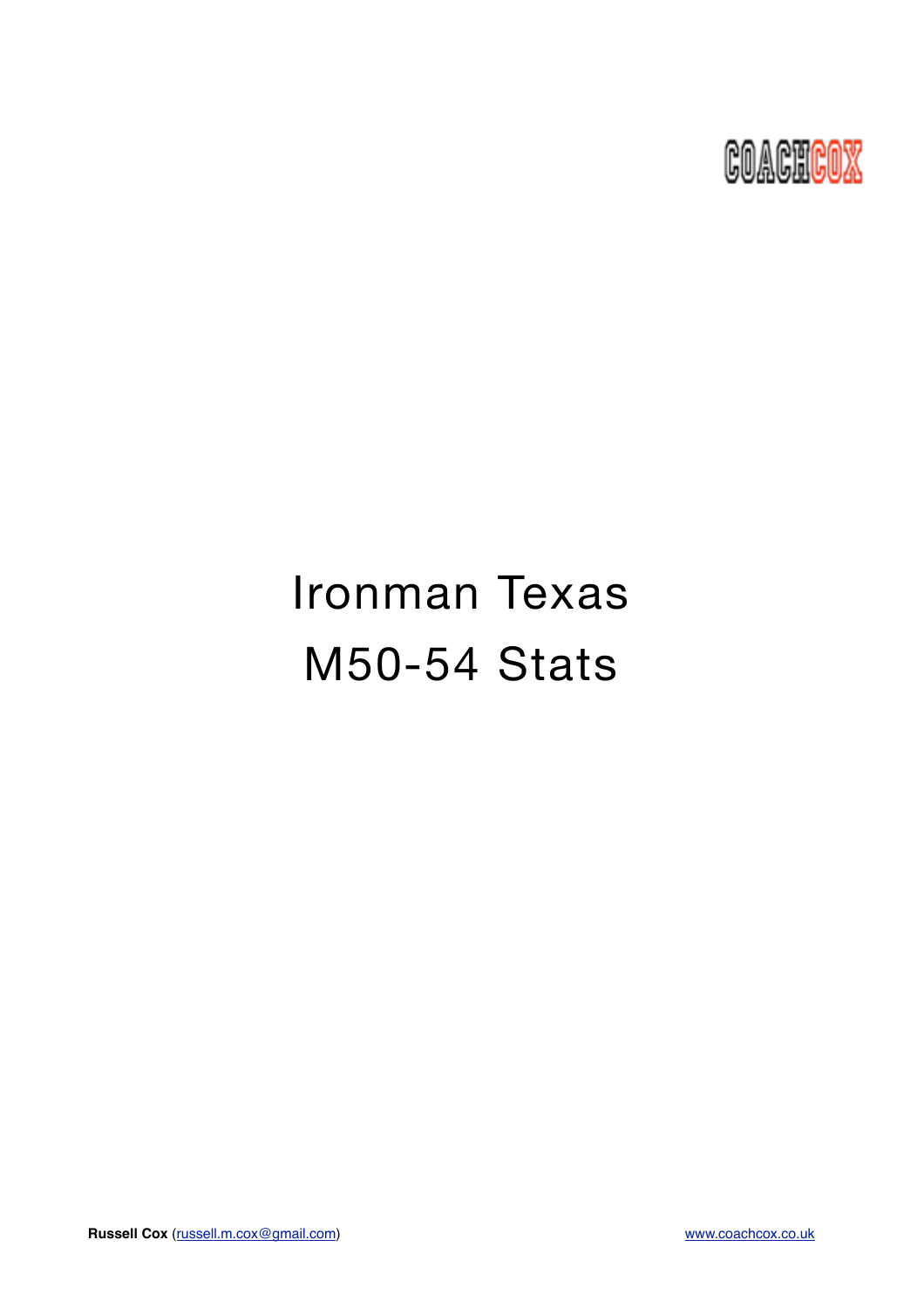COACHCOX

# Ironman Texas
# M50-54 Stats

**Russell Cox** (russell.m.cox@gmail.com) www.coachcox.co.uk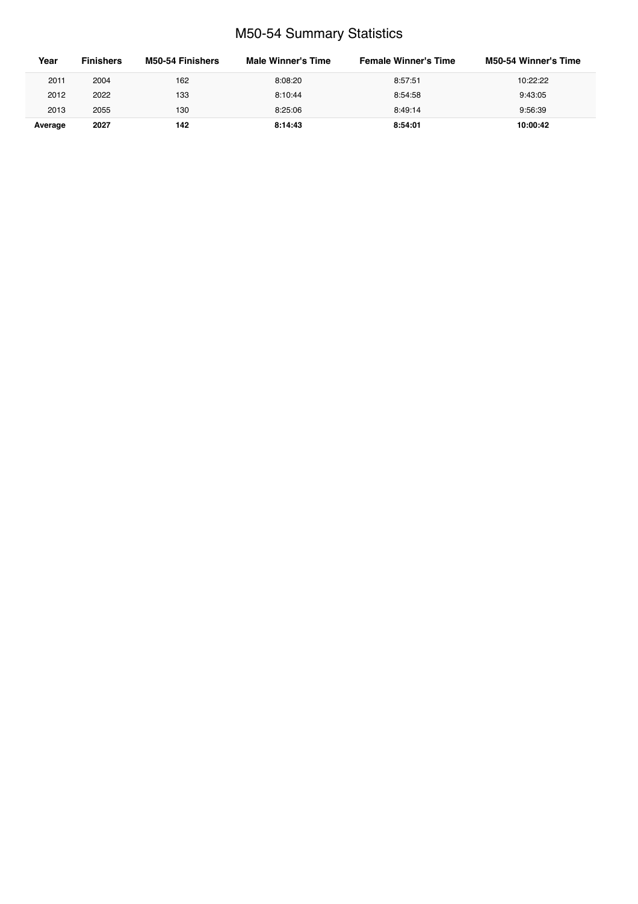# M50-54 Summary Statistics

| Year | Finishers | M50-54 Finishers | Male Winner's Time | Female Winner's Time | M50-54 Winner's Time |
|---|---|---|---|---|---|
| 2011 | 2004 | 162 | 8:08:20 | 8:57:51 | 10:22:22 |
| 2012 | 2022 | 133 | 8:10:44 | 8:54:58 | 9:43:05 |
| 2013 | 2055 | 130 | 8:25:06 | 8:49:14 | 9:56:39 |
| **Average** | **2027** | **142** | **8:14:43** | **8:54:01** | **10:00:42** |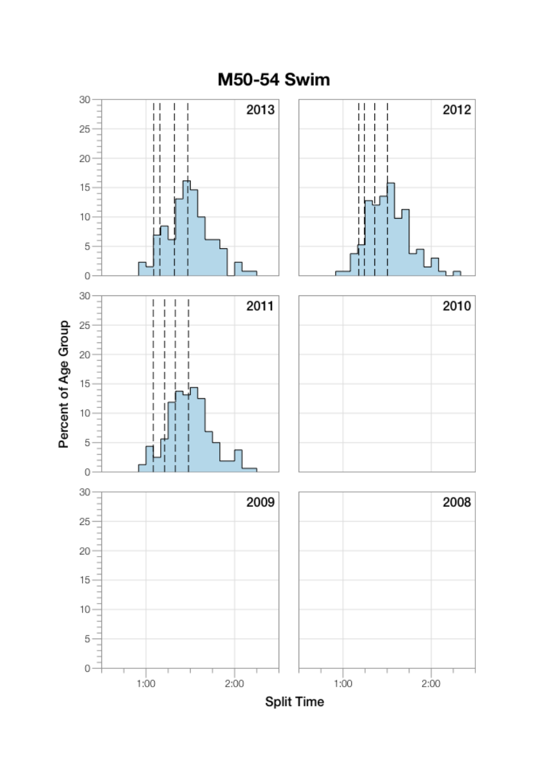# M50-54 Swim

Percent of Age Group

2013

2012

2011

2010

2009

2008

Split Time

1:00 2:00 1:00 2:00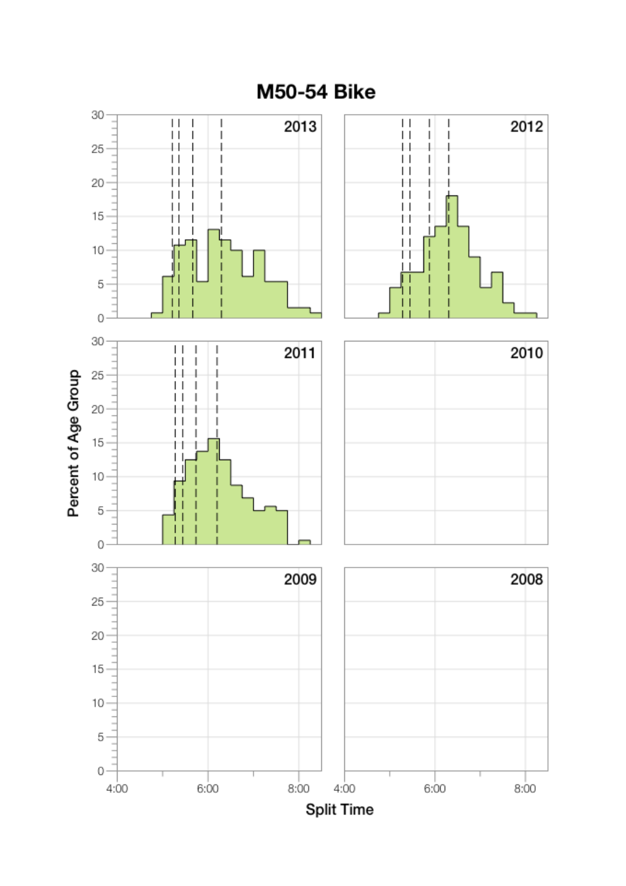# M50-54 Bike

2013

2012

2011

2010

2009

2008

Percent of Age Group

Split Time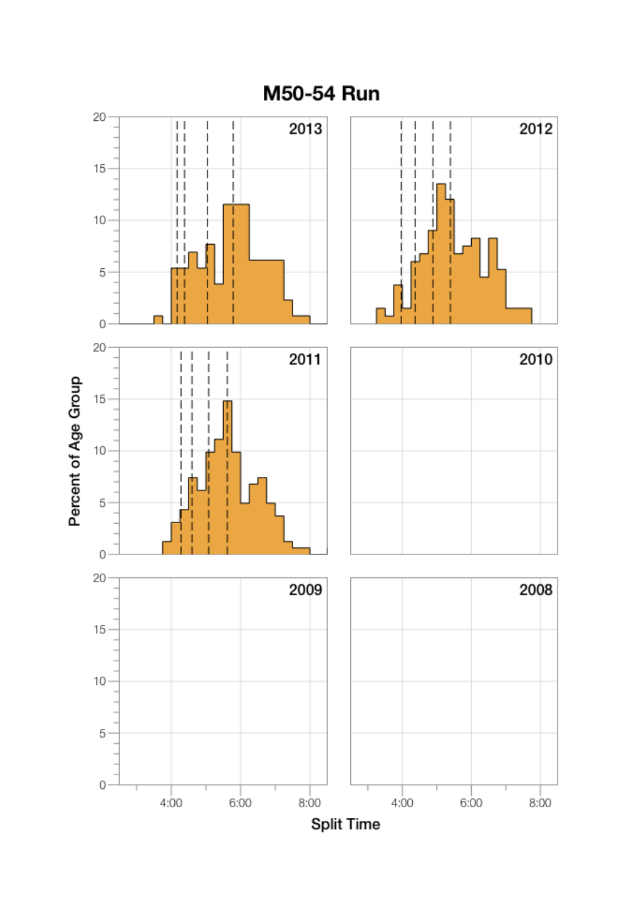# M50-54 Run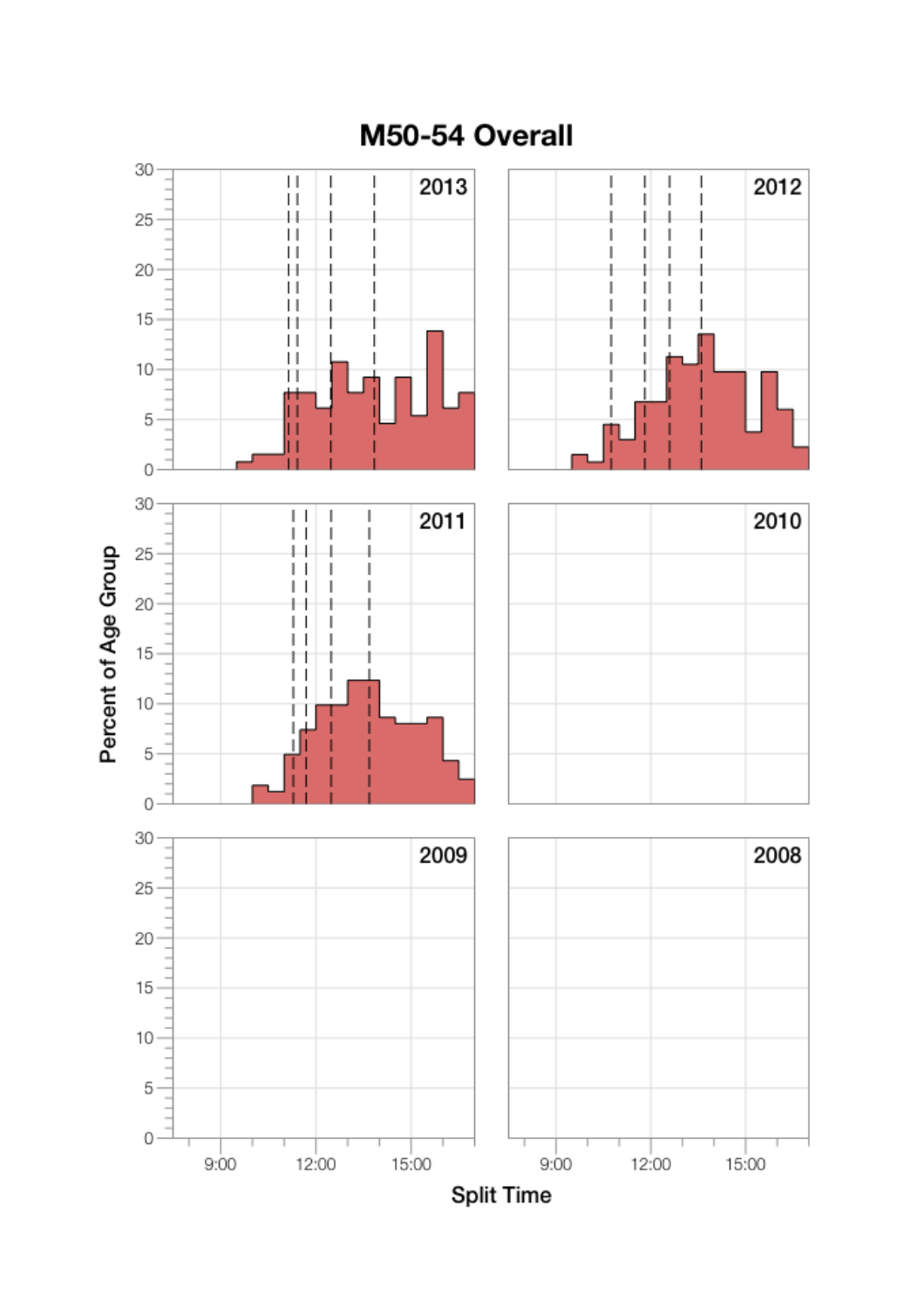# M50-54 Overall

Percent of Age Group

Split Time

2013

2012

2011

2010

2009

2008

9:00 12:00 15:00

9:00 12:00 15:00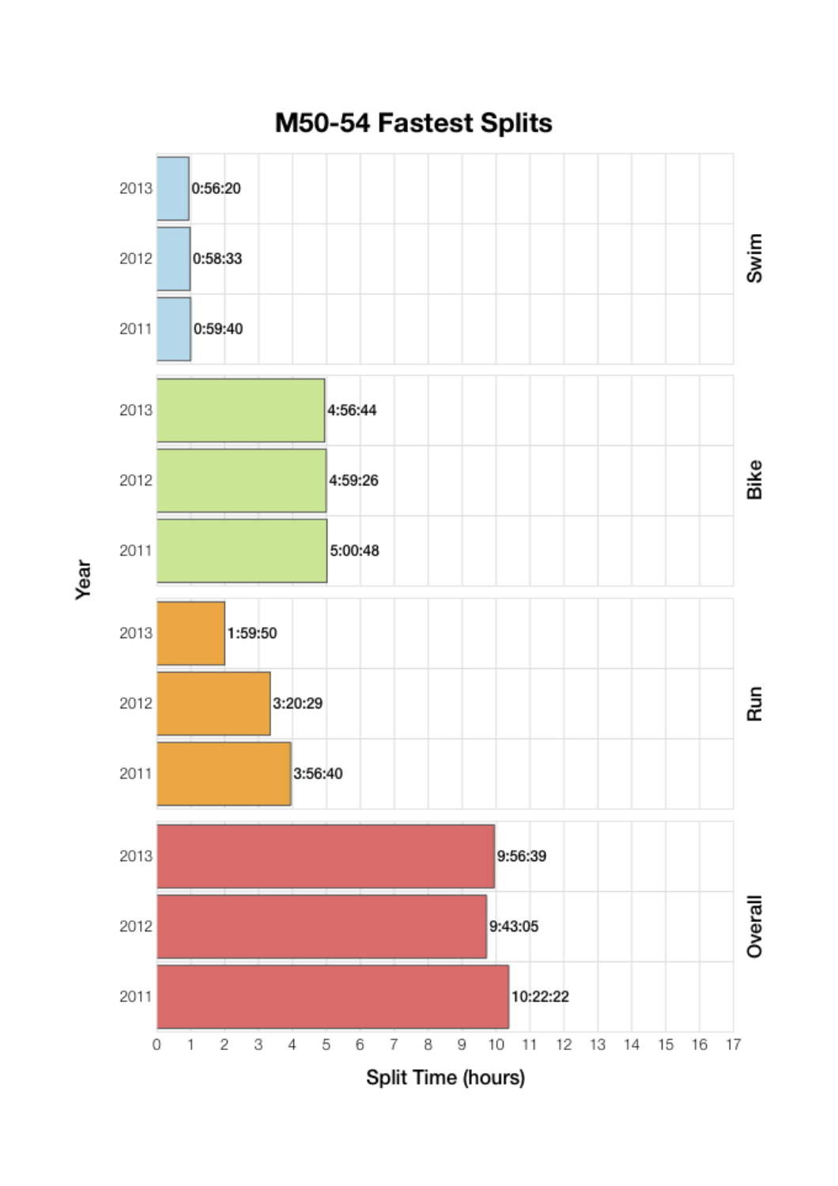# M50-54 Fastest Splits

| Split | Year | Split Time |
|---|---|---|
| Swim | 2013 | 0:56:20 |
| Swim | 2012 | 0:58:33 |
| Swim | 2011 | 0:59:40 |
| Bike | 2013 | 4:56:44 |
| Bike | 2012 | 4:59:26 |
| Bike | 2011 | 5:00:48 |
| Run | 2013 | 1:59:50 |
| Run | 2012 | 3:20:29 |
| Run | 2011 | 3:56:40 |
| Overall | 2013 | 9:56:39 |
| Overall | 2012 | 9:43:05 |
| Overall | 2011 | 10:22:22 |

Year

Split Time (hours)

0 1 2 3 4 5 6 7 8 9 10 11 12 13 14 15 16 17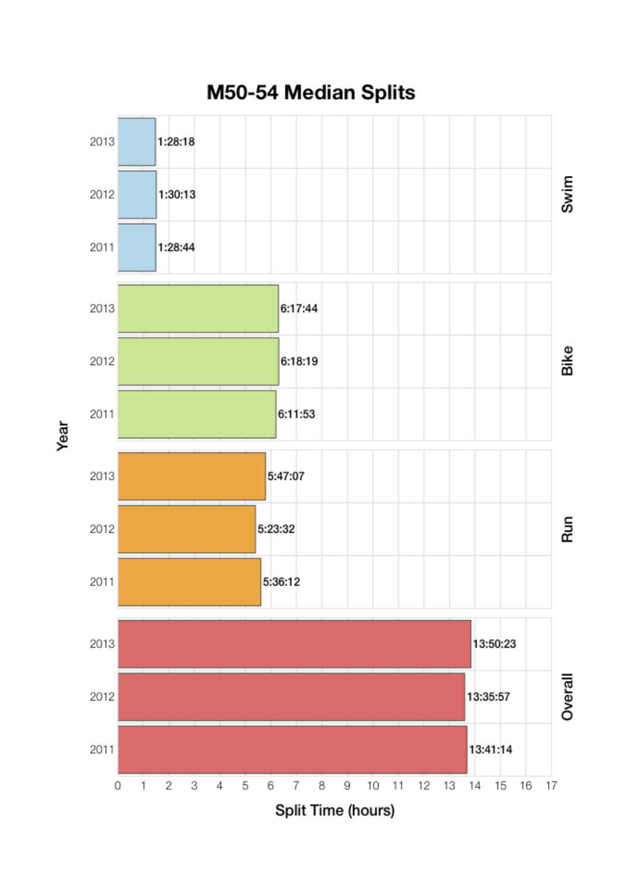# M50-54 Median Splits

| Segment | Year | Split Time |
|---|---|---|
| Swim | 2013 | 1:28:18 |
| Swim | 2012 | 1:30:13 |
| Swim | 2011 | 1:28:44 |
| Bike | 2013 | 6:17:44 |
| Bike | 2012 | 6:18:19 |
| Bike | 2011 | 6:11:53 |
| Run | 2013 | 5:47:07 |
| Run | 2012 | 5:23:32 |
| Run | 2011 | 5:36:12 |
| Overall | 2013 | 13:50:23 |
| Overall | 2012 | 13:35:57 |
| Overall | 2011 | 13:41:14 |

Split Time (hours)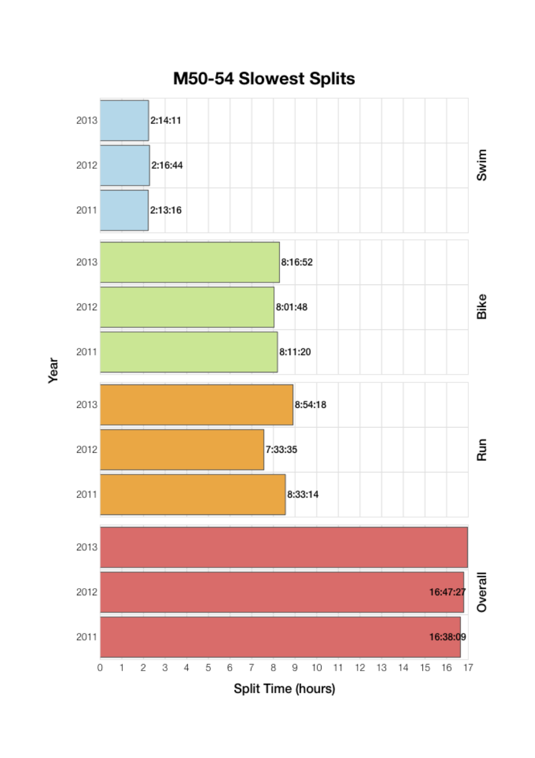# M50-54 Slowest Splits

| Split | Year | Time |
|---|---|---|
| Swim | 2013 | 2:14:11 |
| Swim | 2012 | 2:16:44 |
| Swim | 2011 | 2:13:16 |
| Bike | 2013 | 8:16:52 |
| Bike | 2012 | 8:01:48 |
| Bike | 2011 | 8:11:20 |
| Run | 2013 | 8:54:18 |
| Run | 2012 | 7:33:35 |
| Run | 2011 | 8:33:14 |
| Overall | 2013 | |
| Overall | 2012 | 16:47:27 |
| Overall | 2011 | 16:38:09 |

Year

Split Time (hours)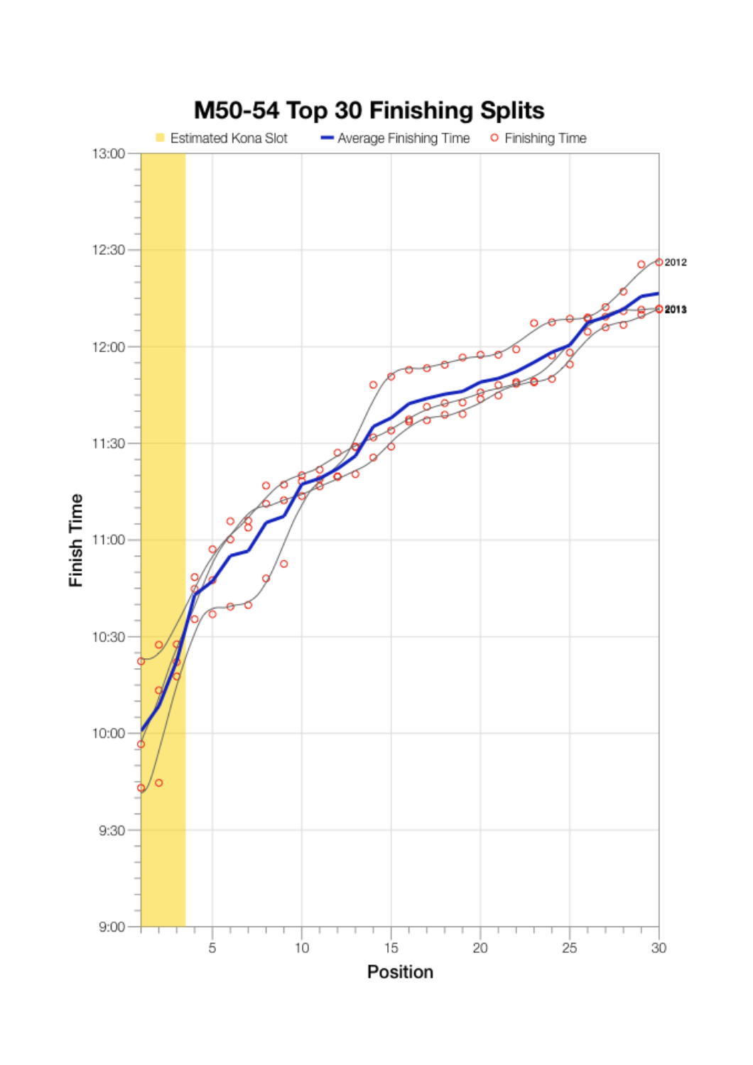# M50-54 Top 30 Finishing Splits

Estimated Kona Slot | Average Finishing Time | Finishing Time

Finish Time: 9:00, 9:30, 10:00, 10:30, 11:00, 11:30, 12:00, 12:30, 13:00

Position: 5, 10, 15, 20, 25, 30

2012

2013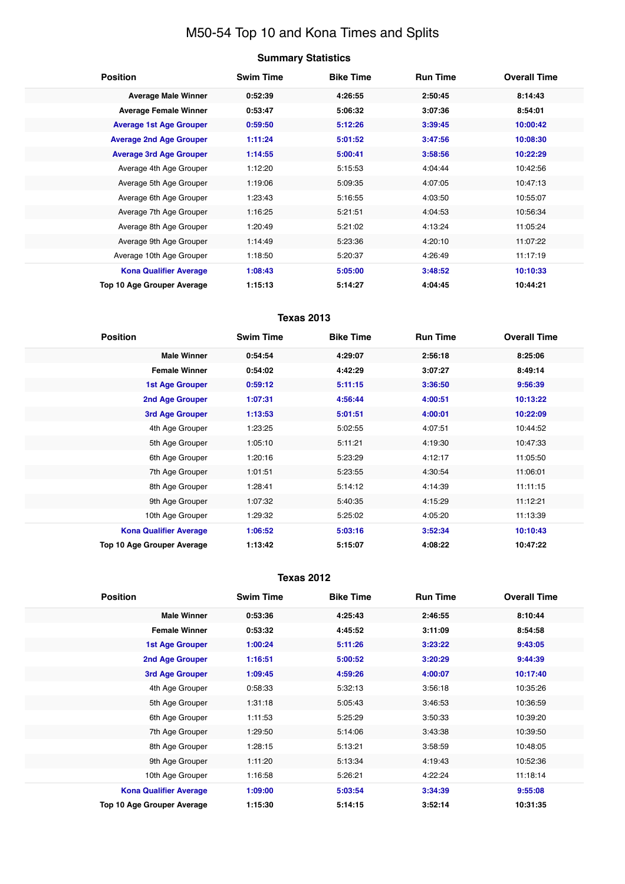# M50-54 Top 10 and Kona Times and Splits

## Summary Statistics

| Position | Swim Time | Bike Time | Run Time | Overall Time |
|---|---|---|---|---|
| **Average Male Winner** | **0:52:39** | **4:26:55** | **2:50:45** | **8:14:43** |
| **Average Female Winner** | **0:53:47** | **5:06:32** | **3:07:36** | **8:54:01** |
| **Average 1st Age Grouper** | **0:59:50** | **5:12:26** | **3:39:45** | **10:00:42** |
| **Average 2nd Age Grouper** | **1:11:24** | **5:01:52** | **3:47:56** | **10:08:30** |
| **Average 3rd Age Grouper** | **1:14:55** | **5:00:41** | **3:58:56** | **10:22:29** |
| Average 4th Age Grouper | 1:12:20 | 5:15:53 | 4:04:44 | 10:42:56 |
| Average 5th Age Grouper | 1:19:06 | 5:09:35 | 4:07:05 | 10:47:13 |
| Average 6th Age Grouper | 1:23:43 | 5:16:55 | 4:03:50 | 10:55:07 |
| Average 7th Age Grouper | 1:16:25 | 5:21:51 | 4:04:53 | 10:56:34 |
| Average 8th Age Grouper | 1:20:49 | 5:21:02 | 4:13:24 | 11:05:24 |
| Average 9th Age Grouper | 1:14:49 | 5:23:36 | 4:20:10 | 11:07:22 |
| Average 10th Age Grouper | 1:18:50 | 5:20:37 | 4:26:49 | 11:17:19 |
| **Kona Qualifier Average** | **1:08:43** | **5:05:00** | **3:48:52** | **10:10:33** |
| **Top 10 Age Grouper Average** | **1:15:13** | **5:14:27** | **4:04:45** | **10:44:21** |

## Texas 2013

| Position | Swim Time | Bike Time | Run Time | Overall Time |
|---|---|---|---|---|
| **Male Winner** | **0:54:54** | **4:29:07** | **2:56:18** | **8:25:06** |
| **Female Winner** | **0:54:02** | **4:42:29** | **3:07:27** | **8:49:14** |
| **1st Age Grouper** | **0:59:12** | **5:11:15** | **3:36:50** | **9:56:39** |
| **2nd Age Grouper** | **1:07:31** | **4:56:44** | **4:00:51** | **10:13:22** |
| **3rd Age Grouper** | **1:13:53** | **5:01:51** | **4:00:01** | **10:22:09** |
| 4th Age Grouper | 1:23:25 | 5:02:55 | 4:07:51 | 10:44:52 |
| 5th Age Grouper | 1:05:10 | 5:11:21 | 4:19:30 | 10:47:33 |
| 6th Age Grouper | 1:20:16 | 5:23:29 | 4:12:17 | 11:05:50 |
| 7th Age Grouper | 1:01:51 | 5:23:55 | 4:30:54 | 11:06:01 |
| 8th Age Grouper | 1:28:41 | 5:14:12 | 4:14:39 | 11:11:15 |
| 9th Age Grouper | 1:07:32 | 5:40:35 | 4:15:29 | 11:12:21 |
| 10th Age Grouper | 1:29:32 | 5:25:02 | 4:05:20 | 11:13:39 |
| **Kona Qualifier Average** | **1:06:52** | **5:03:16** | **3:52:34** | **10:10:43** |
| **Top 10 Age Grouper Average** | **1:13:42** | **5:15:07** | **4:08:22** | **10:47:22** |

## Texas 2012

| Position | Swim Time | Bike Time | Run Time | Overall Time |
|---|---|---|---|---|
| **Male Winner** | **0:53:36** | **4:25:43** | **2:46:55** | **8:10:44** |
| **Female Winner** | **0:53:32** | **4:45:52** | **3:11:09** | **8:54:58** |
| **1st Age Grouper** | **1:00:24** | **5:11:26** | **3:23:22** | **9:43:05** |
| **2nd Age Grouper** | **1:16:51** | **5:00:52** | **3:20:29** | **9:44:39** |
| **3rd Age Grouper** | **1:09:45** | **4:59:26** | **4:00:07** | **10:17:40** |
| 4th Age Grouper | 0:58:33 | 5:32:13 | 3:56:18 | 10:35:26 |
| 5th Age Grouper | 1:31:18 | 5:05:43 | 3:46:53 | 10:36:59 |
| 6th Age Grouper | 1:11:53 | 5:25:29 | 3:50:33 | 10:39:20 |
| 7th Age Grouper | 1:29:50 | 5:14:06 | 3:43:38 | 10:39:50 |
| 8th Age Grouper | 1:28:15 | 5:13:21 | 3:58:59 | 10:48:05 |
| 9th Age Grouper | 1:11:20 | 5:13:34 | 4:19:43 | 10:52:36 |
| 10th Age Grouper | 1:16:58 | 5:26:21 | 4:22:24 | 11:18:14 |
| **Kona Qualifier Average** | **1:09:00** | **5:03:54** | **3:34:39** | **9:55:08** |
| **Top 10 Age Grouper Average** | **1:15:30** | **5:14:15** | **3:52:14** | **10:31:35** |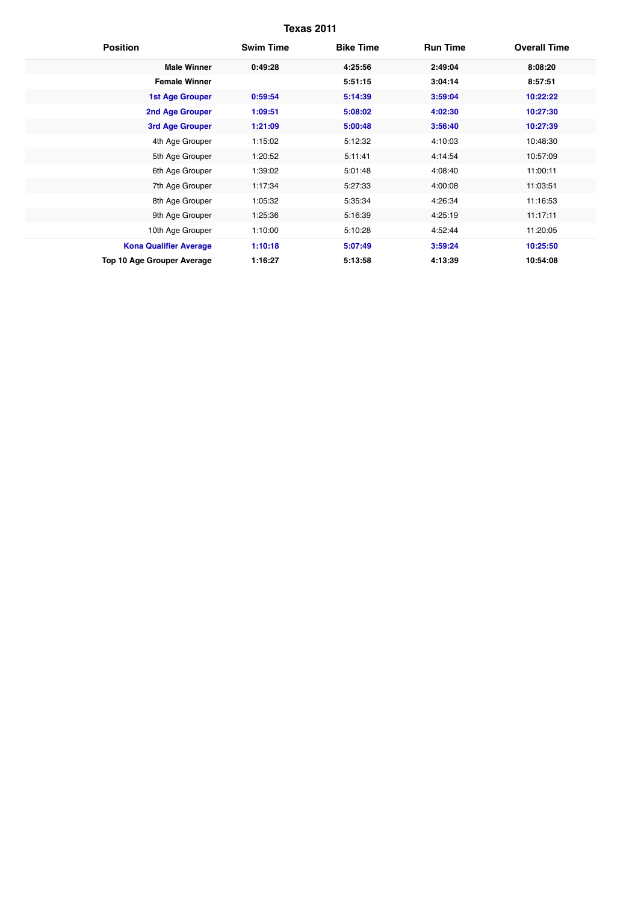## Texas 2011

| Position | Swim Time | Bike Time | Run Time | Overall Time |
|---|---|---|---|---|
| **Male Winner** | **0:49:28** | **4:25:56** | **2:49:04** | **8:08:20** |
| **Female Winner** | | **5:51:15** | **3:04:14** | **8:57:51** |
| **1st Age Grouper** | **0:59:54** | **5:14:39** | **3:59:04** | **10:22:22** |
| **2nd Age Grouper** | **1:09:51** | **5:08:02** | **4:02:30** | **10:27:30** |
| **3rd Age Grouper** | **1:21:09** | **5:00:48** | **3:56:40** | **10:27:39** |
| 4th Age Grouper | 1:15:02 | 5:12:32 | 4:10:03 | 10:48:30 |
| 5th Age Grouper | 1:20:52 | 5:11:41 | 4:14:54 | 10:57:09 |
| 6th Age Grouper | 1:39:02 | 5:01:48 | 4:08:40 | 11:00:11 |
| 7th Age Grouper | 1:17:34 | 5:27:33 | 4:00:08 | 11:03:51 |
| 8th Age Grouper | 1:05:32 | 5:35:34 | 4:26:34 | 11:16:53 |
| 9th Age Grouper | 1:25:36 | 5:16:39 | 4:25:19 | 11:17:11 |
| 10th Age Grouper | 1:10:00 | 5:10:28 | 4:52:44 | 11:20:05 |
| **Kona Qualifier Average** | **1:10:18** | **5:07:49** | **3:59:24** | **10:25:50** |
| **Top 10 Age Grouper Average** | **1:16:27** | **5:13:58** | **4:13:39** | **10:54:08** |